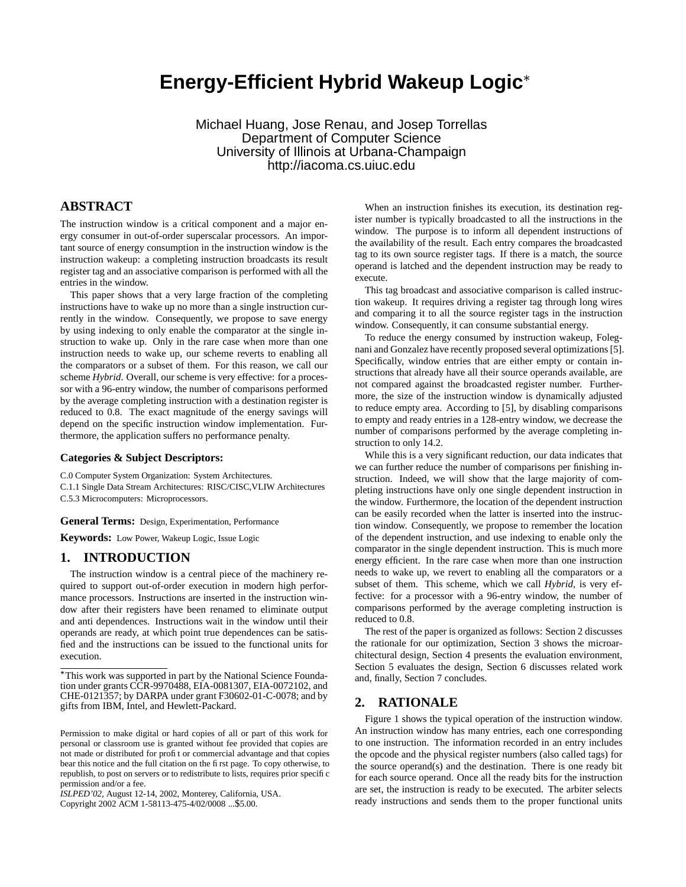# Energy-Efficient Hybrid Wakeup Logic*

Michael Huang, Jose Renau, and Josep Torrellas
Department of Computer Science
University of Illinois at Urbana-Champaign
http://iacoma.cs.uiuc.edu

## ABSTRACT

The instruction window is a critical component and a major energy consumer in out-of-order superscalar processors. An important source of energy consumption in the instruction window is the instruction wakeup: a completing instruction broadcasts its result register tag and an associative comparison is performed with all the entries in the window.

This paper shows that a very large fraction of the completing instructions have to wake up no more than a single instruction currently in the window. Consequently, we propose to save energy by using indexing to only enable the comparator at the single instruction to wake up. Only in the rare case when more than one instruction needs to wake up, our scheme reverts to enabling all the comparators or a subset of them. For this reason, we call our scheme *Hybrid*. Overall, our scheme is very effective: for a processor with a 96-entry window, the number of comparisons performed by the average completing instruction with a destination register is reduced to 0.8. The exact magnitude of the energy savings will depend on the specific instruction window implementation. Furthermore, the application suffers no performance penalty.

### Categories & Subject Descriptors:

C.0 Computer System Organization: System Architectures.
C.1.1 Single Data Stream Architectures: RISC/CISC,VLIW Architectures
C.5.3 Microcomputers: Microprocessors.

**General Terms:** Design, Experimentation, Performance

**Keywords:** Low Power, Wakeup Logic, Issue Logic

## 1. INTRODUCTION

The instruction window is a central piece of the machinery required to support out-of-order execution in modern high performance processors. Instructions are inserted in the instruction window after their registers have been renamed to eliminate output and anti dependences. Instructions wait in the window until their operands are ready, at which point true dependences can be satisfied and the instructions can be issued to the functional units for execution.

*This work was supported in part by the National Science Foundation under grants CCR-9970488, EIA-0081307, EIA-0072102, and CHE-0121357; by DARPA under grant F30602-01-C-0078; and by gifts from IBM, Intel, and Hewlett-Packard.

Permission to make digital or hard copies of all or part of this work for personal or classroom use is granted without fee provided that copies are not made or distributed for profit or commercial advantage and that copies bear this notice and the full citation on the first page. To copy otherwise, to republish, to post on servers or to redistribute to lists, requires prior specific permission and/or a fee.
*ISLPED'02*, August 12-14, 2002, Monterey, California, USA.
Copyright 2002 ACM 1-58113-475-4/02/0008 ...$5.00.

When an instruction finishes its execution, its destination register number is typically broadcasted to all the instructions in the window. The purpose is to inform all dependent instructions of the availability of the result. Each entry compares the broadcasted tag to its own source register tags. If there is a match, the source operand is latched and the dependent instruction may be ready to execute.

This tag broadcast and associative comparison is called instruction wakeup. It requires driving a register tag through long wires and comparing it to all the source register tags in the instruction window. Consequently, it can consume substantial energy.

To reduce the energy consumed by instruction wakeup, Folegnani and Gonzalez have recently proposed several optimizations [5]. Specifically, window entries that are either empty or contain instructions that already have all their source operands available, are not compared against the broadcasted register number. Furthermore, the size of the instruction window is dynamically adjusted to reduce empty area. According to [5], by disabling comparisons to empty and ready entries in a 128-entry window, we decrease the number of comparisons performed by the average completing instruction to only 14.2.

While this is a very significant reduction, our data indicates that we can further reduce the number of comparisons per finishing instruction. Indeed, we will show that the large majority of completing instructions have only one single dependent instruction in the window. Furthermore, the location of the dependent instruction can be easily recorded when the latter is inserted into the instruction window. Consequently, we propose to remember the location of the dependent instruction, and use indexing to enable only the comparator in the single dependent instruction. This is much more energy efficient. In the rare case when more than one instruction needs to wake up, we revert to enabling all the comparators or a subset of them. This scheme, which we call *Hybrid*, is very effective: for a processor with a 96-entry window, the number of comparisons performed by the average completing instruction is reduced to 0.8.

The rest of the paper is organized as follows: Section 2 discusses the rationale for our optimization, Section 3 shows the microarchitectural design, Section 4 presents the evaluation environment, Section 5 evaluates the design, Section 6 discusses related work and, finally, Section 7 concludes.

## 2. RATIONALE

Figure 1 shows the typical operation of the instruction window. An instruction window has many entries, each one corresponding to one instruction. The information recorded in an entry includes the opcode and the physical register numbers (also called tags) for the source operand(s) and the destination. There is one ready bit for each source operand. Once all the ready bits for the instruction are set, the instruction is ready to be executed. The arbiter selects ready instructions and sends them to the proper functional units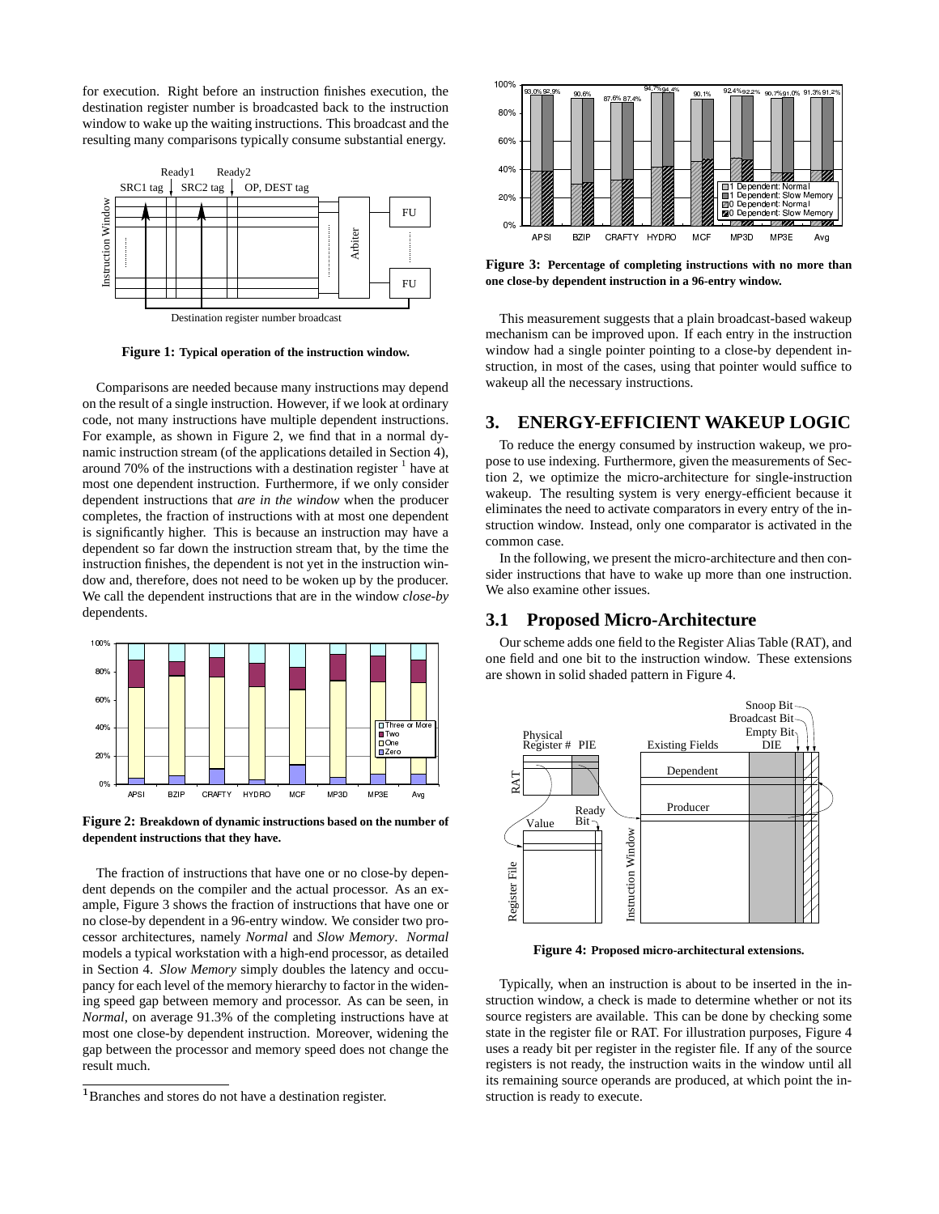for execution. Right before an instruction finishes execution, the destination register number is broadcasted back to the instruction window to wake up the waiting instructions. This broadcast and the resulting many comparisons typically consume substantial energy.

**Figure 1: Typical operation of the instruction window.**

Comparisons are needed because many instructions may depend on the result of a single instruction. However, if we look at ordinary code, not many instructions have multiple dependent instructions. For example, as shown in Figure 2, we find that in a normal dynamic instruction stream (of the applications detailed in Section 4), around 70% of the instructions with a destination register [1] have at most one dependent instruction. Furthermore, if we only consider dependent instructions that *are in the window* when the producer completes, the fraction of instructions with at most one dependent is significantly higher. This is because an instruction may have a dependent so far down the instruction stream that, by the time the instruction finishes, the dependent is not yet in the instruction window and, therefore, does not need to be woken up by the producer. We call the dependent instructions that are in the window *close-by* dependents.

**Figure 2: Breakdown of dynamic instructions based on the number of dependent instructions that they have.**

The fraction of instructions that have one or no close-by dependent depends on the compiler and the actual processor. As an example, Figure 3 shows the fraction of instructions that have one or no close-by dependent in a 96-entry window. We consider two processor architectures, namely *Normal* and *Slow Memory*. *Normal* models a typical workstation with a high-end processor, as detailed in Section 4. *Slow Memory* simply doubles the latency and occupancy for each level of the memory hierarchy to factor in the widening speed gap between memory and processor. As can be seen, in *Normal*, on average 91.3% of the completing instructions have at most one close-by dependent instruction. Moreover, widening the gap between the processor and memory speed does not change the result much.

[1] Branches and stores do not have a destination register.

**Figure 3: Percentage of completing instructions with no more than one close-by dependent instruction in a 96-entry window.**

This measurement suggests that a plain broadcast-based wakeup mechanism can be improved upon. If each entry in the instruction window had a single pointer pointing to a close-by dependent instruction, in most of the cases, using that pointer would suffice to wakeup all the necessary instructions.

## 3. ENERGY-EFFICIENT WAKEUP LOGIC

To reduce the energy consumed by instruction wakeup, we propose to use indexing. Furthermore, given the measurements of Section 2, we optimize the micro-architecture for single-instruction wakeup. The resulting system is very energy-efficient because it eliminates the need to activate comparators in every entry of the instruction window. Instead, only one comparator is activated in the common case.

In the following, we present the micro-architecture and then consider instructions that have to wake up more than one instruction. We also examine other issues.

### 3.1 Proposed Micro-Architecture

Our scheme adds one field to the Register Alias Table (RAT), and one field and one bit to the instruction window. These extensions are shown in solid shaded pattern in Figure 4.

**Figure 4: Proposed micro-architectural extensions.**

Typically, when an instruction is about to be inserted in the instruction window, a check is made to determine whether or not its source registers are available. This can be done by checking some state in the register file or RAT. For illustration purposes, Figure 4 uses a ready bit per register in the register file. If any of the source registers is not ready, the instruction waits in the window until all its remaining source operands are produced, at which point the instruction is ready to execute.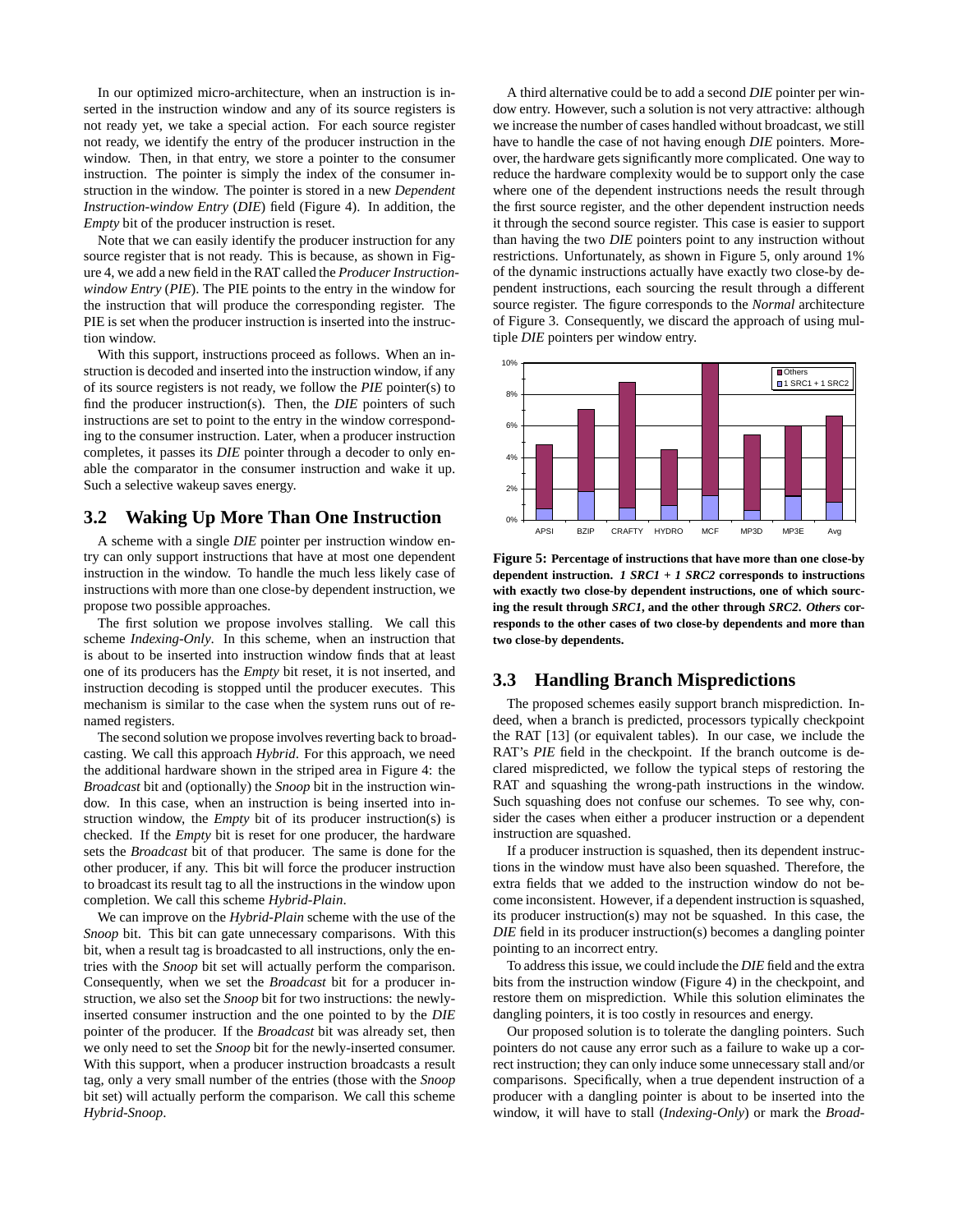In our optimized micro-architecture, when an instruction is inserted in the instruction window and any of its source registers is not ready yet, we take a special action. For each source register not ready, we identify the entry of the producer instruction in the window. Then, in that entry, we store a pointer to the consumer instruction. The pointer is simply the index of the consumer instruction in the window. The pointer is stored in a new *Dependent Instruction-window Entry* (*DIE*) field (Figure 4). In addition, the *Empty* bit of the producer instruction is reset.

Note that we can easily identify the producer instruction for any source register that is not ready. This is because, as shown in Figure 4, we add a new field in the RAT called the *Producer Instruction-window Entry* (*PIE*). The PIE points to the entry in the window for the instruction that will produce the corresponding register. The PIE is set when the producer instruction is inserted into the instruction window.

With this support, instructions proceed as follows. When an instruction is decoded and inserted into the instruction window, if any of its source registers is not ready, we follow the *PIE* pointer(s) to find the producer instruction(s). Then, the *DIE* pointers of such instructions are set to point to the entry in the window corresponding to the consumer instruction. Later, when a producer instruction completes, it passes its *DIE* pointer through a decoder to only enable the comparator in the consumer instruction and wake it up. Such a selective wakeup saves energy.

## 3.2 Waking Up More Than One Instruction

A scheme with a single *DIE* pointer per instruction window entry can only support instructions that have at most one dependent instruction in the window. To handle the much less likely case of instructions with more than one close-by dependent instruction, we propose two possible approaches.

The first solution we propose involves stalling. We call this scheme *Indexing-Only*. In this scheme, when an instruction that is about to be inserted into instruction window finds that at least one of its producers has the *Empty* bit reset, it is not inserted, and instruction decoding is stopped until the producer executes. This mechanism is similar to the case when the system runs out of renamed registers.

The second solution we propose involves reverting back to broadcasting. We call this approach *Hybrid*. For this approach, we need the additional hardware shown in the striped area in Figure 4: the *Broadcast* bit and (optionally) the *Snoop* bit in the instruction window. In this case, when an instruction is being inserted into instruction window, the *Empty* bit of its producer instruction(s) is checked. If the *Empty* bit is reset for one producer, the hardware sets the *Broadcast* bit of that producer. The same is done for the other producer, if any. This bit will force the producer instruction to broadcast its result tag to all the instructions in the window upon completion. We call this scheme *Hybrid-Plain*.

We can improve on the *Hybrid-Plain* scheme with the use of the *Snoop* bit. This bit can gate unnecessary comparisons. With this bit, when a result tag is broadcasted to all instructions, only the entries with the *Snoop* bit set will actually perform the comparison. Consequently, when we set the *Broadcast* bit for a producer instruction, we also set the *Snoop* bit for two instructions: the newly-inserted consumer instruction and the one pointed to by the *DIE* pointer of the producer. If the *Broadcast* bit was already set, then we only need to set the *Snoop* bit for the newly-inserted consumer. With this support, when a producer instruction broadcasts a result tag, only a very small number of the entries (those with the *Snoop* bit set) will actually perform the comparison. We call this scheme *Hybrid-Snoop*.

A third alternative could be to add a second *DIE* pointer per window entry. However, such a solution is not very attractive: although we increase the number of cases handled without broadcast, we still have to handle the case of not having enough *DIE* pointers. Moreover, the hardware gets significantly more complicated. One way to reduce the hardware complexity would be to support only the case where one of the dependent instructions needs the result through the first source register, and the other dependent instruction needs it through the second source register. This case is easier to support than having the two *DIE* pointers point to any instruction without restrictions. Unfortunately, as shown in Figure 5, only around 1% of the dynamic instructions actually have exactly two close-by dependent instructions, each sourcing the result through a different source register. The figure corresponds to the *Normal* architecture of Figure 3. Consequently, we discard the approach of using multiple *DIE* pointers per window entry.

**Figure 5: Percentage of instructions that have more than one close-by dependent instruction. *1 SRC1 + 1 SRC2* corresponds to instructions with exactly two close-by dependent instructions, one of which sourcing the result through *SRC1*, and the other through *SRC2*. *Others* corresponds to the other cases of two close-by dependents and more than two close-by dependents.**

## 3.3 Handling Branch Mispredictions

The proposed schemes easily support branch misprediction. Indeed, when a branch is predicted, processors typically checkpoint the RAT [13] (or equivalent tables). In our case, we include the RAT's *PIE* field in the checkpoint. If the branch outcome is declared mispredicted, we follow the typical steps of restoring the RAT and squashing the wrong-path instructions in the window. Such squashing does not confuse our schemes. To see why, consider the cases when either a producer instruction or a dependent instruction are squashed.

If a producer instruction is squashed, then its dependent instructions in the window must have also been squashed. Therefore, the extra fields that we added to the instruction window do not become inconsistent. However, if a dependent instruction is squashed, its producer instruction(s) may not be squashed. In this case, the *DIE* field in its producer instruction(s) becomes a dangling pointer pointing to an incorrect entry.

To address this issue, we could include the *DIE* field and the extra bits from the instruction window (Figure 4) in the checkpoint, and restore them on misprediction. While this solution eliminates the dangling pointers, it is too costly in resources and energy.

Our proposed solution is to tolerate the dangling pointers. Such pointers do not cause any error such as a failure to wake up a correct instruction; they can only induce some unnecessary stall and/or comparisons. Specifically, when a true dependent instruction of a producer with a dangling pointer is about to be inserted into the window, it will have to stall (*Indexing-Only*) or mark the *Broad-*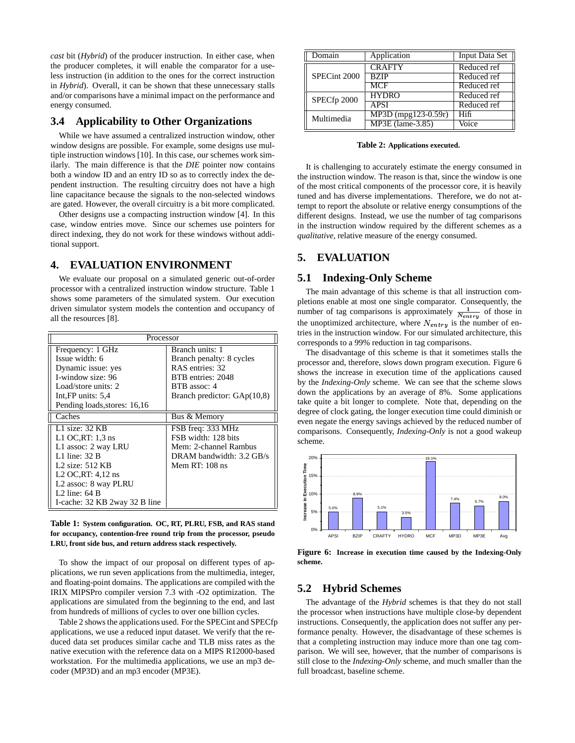*cast* bit (*Hybrid*) of the producer instruction. In either case, when the producer completes, it will enable the comparator for a useless instruction (in addition to the ones for the correct instruction in *Hybrid*). Overall, it can be shown that these unnecessary stalls and/or comparisons have a minimal impact on the performance and energy consumed.

### 3.4 Applicability to Other Organizations

While we have assumed a centralized instruction window, other window designs are possible. For example, some designs use multiple instruction windows [10]. In this case, our schemes work similarly. The main difference is that the *DIE* pointer now contains both a window ID and an entry ID so as to correctly index the dependent instruction. The resulting circuitry does not have a high line capacitance because the signals to the non-selected windows are gated. However, the overall circuitry is a bit more complicated.

Other designs use a compacting instruction window [4]. In this case, window entries move. Since our schemes use pointers for direct indexing, they do not work for these windows without additional support.

## 4. EVALUATION ENVIRONMENT

We evaluate our proposal on a simulated generic out-of-order processor with a centralized instruction window structure. Table 1 shows some parameters of the simulated system. Our execution driven simulator system models the contention and occupancy of all the resources [8].

| Processor | |
|---|---|
| Frequency: 1 GHz | Branch units: 1 |
| Issue width: 6 | Branch penalty: 8 cycles |
| Dynamic issue: yes | RAS entries: 32 |
| I-window size: 96 | BTB entries: 2048 |
| Load/store units: 2 | BTB assoc: 4 |
| Int,FP units: 5,4 | Branch predictor: GAp(10,8) |
| Pending loads,stores: 16,16 | |
| **Caches** | **Bus & Memory** |
| L1 size: 32 KB | FSB freq: 333 MHz |
| L1 OC,RT: 1,3 ns | FSB width: 128 bits |
| L1 assoc: 2 way LRU | Mem: 2-channel Rambus |
| L1 line: 32 B | DRAM bandwidth: 3.2 GB/s |
| L2 size: 512 KB | Mem RT: 108 ns |
| L2 OC,RT: 4,12 ns | |
| L2 assoc: 8 way PLRU | |
| L2 line: 64 B | |
| I-cache: 32 KB 2way 32 B line | |

**Table 1: System configuration. OC, RT, PLRU, FSB, and RAS stand for occupancy, contention-free round trip from the processor, pseudo LRU, front side bus, and return address stack respectively.**

To show the impact of our proposal on different types of applications, we run seven applications from the multimedia, integer, and floating-point domains. The applications are compiled with the IRIX MIPSPro compiler version 7.3 with -O2 optimization. The applications are simulated from the beginning to the end, and last from hundreds of millions of cycles to over one billion cycles.

Table 2 shows the applications used. For the SPECint and SPECfp applications, we use a reduced input dataset. We verify that the reduced data set produces similar cache and TLB miss rates as the native execution with the reference data on a MIPS R12000-based workstation. For the multimedia applications, we use an mp3 decoder (MP3D) and an mp3 encoder (MP3E).

| Domain | Application | Input Data Set |
|---|---|---|
| SPECint 2000 | CRAFTY | Reduced ref |
| | BZIP | Reduced ref |
| | MCF | Reduced ref |
| SPECfp 2000 | HYDRO | Reduced ref |
| | APSI | Reduced ref |
| Multimedia | MP3D (mpg123-0.59r) | Hifi |
| | MP3E (lame-3.85) | Voice |

**Table 2: Applications executed.**

It is challenging to accurately estimate the energy consumed in the instruction window. The reason is that, since the window is one of the most critical components of the processor core, it is heavily tuned and has diverse implementations. Therefore, we do not attempt to report the absolute or relative energy consumptions of the different designs. Instead, we use the number of tag comparisons in the instruction window required by the different schemes as a *qualitative*, relative measure of the energy consumed.

## 5. EVALUATION

### 5.1 Indexing-Only Scheme

The main advantage of this scheme is that all instruction completions enable at most one single comparator. Consequently, the number of tag comparisons is approximately $\frac{1}{N_{entry}}$ of those in the unoptimized architecture, where $N_{entry}$ is the number of entries in the instruction window. For our simulated architecture, this corresponds to a 99% reduction in tag comparisons.

The disadvantage of this scheme is that it sometimes stalls the processor and, therefore, slows down program execution. Figure 6 shows the increase in execution time of the applications caused by the *Indexing-Only* scheme. We can see that the scheme slows down the applications by an average of 8%. Some applications take quite a bit longer to complete. Note that, depending on the degree of clock gating, the longer execution time could diminish or even negate the energy savings achieved by the reduced number of comparisons. Consequently, *Indexing-Only* is not a good wakeup scheme.

| Application | Increase in Execution Time |
|---|---|
| APSI | 5.0% |
| BZIP | 8.9% |
| CRAFTY | 5.1% |
| HYDRO | 3.5% |
| MCF | 19.1% |
| MP3D | 7.4% |
| MP3E | 6.7% |
| Avg | 8.0% |

**Figure 6: Increase in execution time caused by the Indexing-Only scheme.**

### 5.2 Hybrid Schemes

The advantage of the *Hybrid* schemes is that they do not stall the processor when instructions have multiple close-by dependent instructions. Consequently, the application does not suffer any performance penalty. However, the disadvantage of these schemes is that a completing instruction may induce more than one tag comparison. We will see, however, that the number of comparisons is still close to the *Indexing-Only* scheme, and much smaller than the full broadcast, baseline scheme.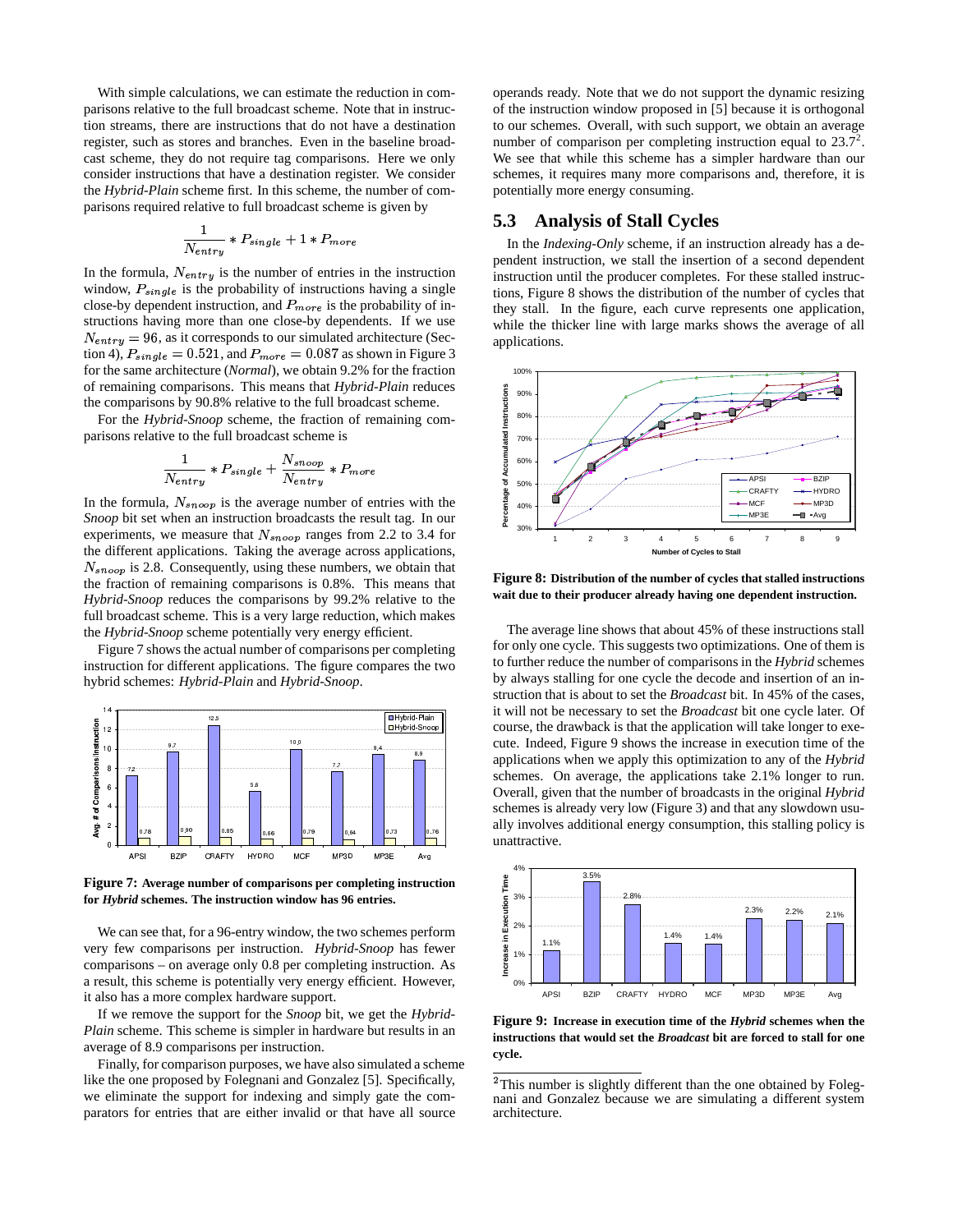With simple calculations, we can estimate the reduction in comparisons relative to the full broadcast scheme. Note that in instruction streams, there are instructions that do not have a destination register, such as stores and branches. In the baseline broadcast scheme, they do not require tag comparisons. Here we only consider instructions that have a destination register. We consider the *Hybrid-Plain* scheme first. In this scheme, the number of comparisons required relative to full broadcast scheme is given by

$$\frac{1}{N_{entry}} * P_{single} + 1 * P_{more}$$

In the formula, $N_{entry}$ is the number of entries in the instruction window, $P_{single}$ is the probability of instructions having a single close-by dependent instruction, and $P_{more}$ is the probability of instructions having more than one close-by dependents. If we use $N_{entry} = 96$, as it corresponds to our simulated architecture (Section 4), $P_{single} = 0.521$, and $P_{more} = 0.087$ as shown in Figure 3 for the same architecture (*Normal*), we obtain 9.2% for the fraction of remaining comparisons. This means that *Hybrid-Plain* reduces the comparisons by 90.8% relative to the full broadcast scheme.

For the *Hybrid-Snoop* scheme, the fraction of remaining comparisons relative to the full broadcast scheme is

$$\frac{1}{N_{entry}} * P_{single} + \frac{N_{snoop}}{N_{entry}} * P_{more}$$

In the formula, $N_{snoop}$ is the average number of entries with the *Snoop* bit set when an instruction broadcasts the result tag. In our experiments, we measure that $N_{snoop}$ ranges from 2.2 to 3.4 for the different applications. Taking the average across applications, $N_{snoop}$ is 2.8. Consequently, using these numbers, we obtain that the fraction of remaining comparisons is 0.8%. This means that *Hybrid-Snoop* reduces the comparisons by 99.2% relative to the full broadcast scheme. This is a very large reduction, which makes the *Hybrid-Snoop* scheme potentially very energy efficient.

Figure 7 shows the actual number of comparisons per completing instruction for different applications. The figure compares the two hybrid schemes: *Hybrid-Plain* and *Hybrid-Snoop*.

**Figure 7: Average number of comparisons per completing instruction for *Hybrid* schemes. The instruction window has 96 entries.**

We can see that, for a 96-entry window, the two schemes perform very few comparisons per instruction. *Hybrid-Snoop* has fewer comparisons – on average only 0.8 per completing instruction. As a result, this scheme is potentially very energy efficient. However, it also has a more complex hardware support.

If we remove the support for the *Snoop* bit, we get the *Hybrid-Plain* scheme. This scheme is simpler in hardware but results in an average of 8.9 comparisons per instruction.

Finally, for comparison purposes, we have also simulated a scheme like the one proposed by Folegnani and Gonzalez [5]. Specifically, we eliminate the support for indexing and simply gate the comparators for entries that are either invalid or that have all source operands ready. Note that we do not support the dynamic resizing of the instruction window proposed in [5] because it is orthogonal to our schemes. Overall, with such support, we obtain an average number of comparison per completing instruction equal to 23.7[2]. We see that while this scheme has a simpler hardware than our schemes, it requires many more comparisons and, therefore, it is potentially more energy consuming.

## 5.3 Analysis of Stall Cycles

In the *Indexing-Only* scheme, if an instruction already has a dependent instruction, we stall the insertion of a second dependent instruction until the producer completes. For these stalled instructions, Figure 8 shows the distribution of the number of cycles that they stall. In the figure, each curve represents one application, while the thicker line with large marks shows the average of all applications.

**Figure 8: Distribution of the number of cycles that stalled instructions wait due to their producer already having one dependent instruction.**

The average line shows that about 45% of these instructions stall for only one cycle. This suggests two optimizations. One of them is to further reduce the number of comparisons in the *Hybrid* schemes by always stalling for one cycle the decode and insertion of an instruction that is about to set the *Broadcast* bit. In 45% of the cases, it will not be necessary to set the *Broadcast* bit one cycle later. Of course, the drawback is that the application will take longer to execute. Indeed, Figure 9 shows the increase in execution time of the applications when we apply this optimization to any of the *Hybrid* schemes. On average, the applications take 2.1% longer to run. Overall, given that the number of broadcasts in the original *Hybrid* schemes is already very low (Figure 3) and that any slowdown usually involves additional energy consumption, this stalling policy is unattractive.

**Figure 9: Increase in execution time of the *Hybrid* schemes when the instructions that would set the *Broadcast* bit are forced to stall for one cycle.**

[2] This number is slightly different than the one obtained by Folegnani and Gonzalez because we are simulating a different system architecture.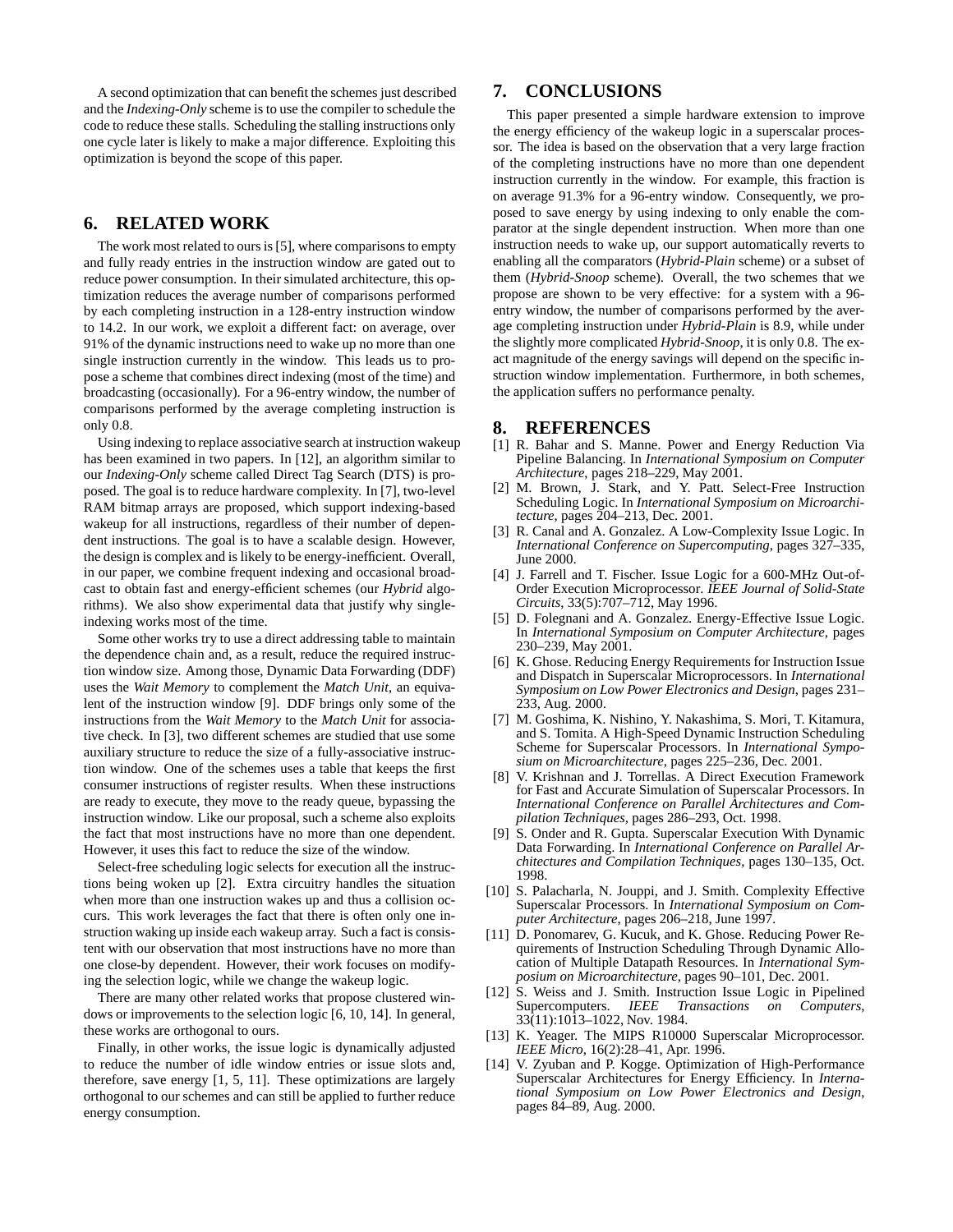A second optimization that can benefit the schemes just described and the *Indexing-Only* scheme is to use the compiler to schedule the code to reduce these stalls. Scheduling the stalling instructions only one cycle later is likely to make a major difference. Exploiting this optimization is beyond the scope of this paper.

## 6. RELATED WORK

The work most related to ours is [5], where comparisons to empty and fully ready entries in the instruction window are gated out to reduce power consumption. In their simulated architecture, this optimization reduces the average number of comparisons performed by each completing instruction in a 128-entry instruction window to 14.2. In our work, we exploit a different fact: on average, over 91% of the dynamic instructions need to wake up no more than one single instruction currently in the window. This leads us to propose a scheme that combines direct indexing (most of the time) and broadcasting (occasionally). For a 96-entry window, the number of comparisons performed by the average completing instruction is only 0.8.

Using indexing to replace associative search at instruction wakeup has been examined in two papers. In [12], an algorithm similar to our *Indexing-Only* scheme called Direct Tag Search (DTS) is proposed. The goal is to reduce hardware complexity. In [7], two-level RAM bitmap arrays are proposed, which support indexing-based wakeup for all instructions, regardless of their number of dependent instructions. The goal is to have a scalable design. However, the design is complex and is likely to be energy-inefficient. Overall, in our paper, we combine frequent indexing and occasional broadcast to obtain fast and energy-efficient schemes (our *Hybrid* algorithms). We also show experimental data that justify why single-indexing works most of the time.

Some other works try to use a direct addressing table to maintain the dependence chain and, as a result, reduce the required instruction window size. Among those, Dynamic Data Forwarding (DDF) uses the *Wait Memory* to complement the *Match Unit*, an equivalent of the instruction window [9]. DDF brings only some of the instructions from the *Wait Memory* to the *Match Unit* for associative check. In [3], two different schemes are studied that use some auxiliary structure to reduce the size of a fully-associative instruction window. One of the schemes uses a table that keeps the first consumer instructions of register results. When these instructions are ready to execute, they move to the ready queue, bypassing the instruction window. Like our proposal, such a scheme also exploits the fact that most instructions have no more than one dependent. However, it uses this fact to reduce the size of the window.

Select-free scheduling logic selects for execution all the instructions being woken up [2]. Extra circuitry handles the situation when more than one instruction wakes up and thus a collision occurs. This work leverages the fact that there is often only one instruction waking up inside each wakeup array. Such a fact is consistent with our observation that most instructions have no more than one close-by dependent. However, their work focuses on modifying the selection logic, while we change the wakeup logic.

There are many other related works that propose clustered windows or improvements to the selection logic [6, 10, 14]. In general, these works are orthogonal to ours.

Finally, in other works, the issue logic is dynamically adjusted to reduce the number of idle window entries or issue slots and, therefore, save energy [1, 5, 11]. These optimizations are largely orthogonal to our schemes and can still be applied to further reduce energy consumption.

## 7. CONCLUSIONS

This paper presented a simple hardware extension to improve the energy efficiency of the wakeup logic in a superscalar processor. The idea is based on the observation that a very large fraction of the completing instructions have no more than one dependent instruction currently in the window. For example, this fraction is on average 91.3% for a 96-entry window. Consequently, we proposed to save energy by using indexing to only enable the comparator at the single dependent instruction. When more than one instruction needs to wake up, our support automatically reverts to enabling all the comparators (*Hybrid-Plain* scheme) or a subset of them (*Hybrid-Snoop* scheme). Overall, the two schemes that we propose are shown to be very effective: for a system with a 96-entry window, the number of comparisons performed by the average completing instruction under *Hybrid-Plain* is 8.9, while under the slightly more complicated *Hybrid-Snoop*, it is only 0.8. The exact magnitude of the energy savings will depend on the specific instruction window implementation. Furthermore, in both schemes, the application suffers no performance penalty.

## 8. REFERENCES

[1] R. Bahar and S. Manne. Power and Energy Reduction Via Pipeline Balancing. In *International Symposium on Computer Architecture*, pages 218–229, May 2001.

[2] M. Brown, J. Stark, and Y. Patt. Select-Free Instruction Scheduling Logic. In *International Symposium on Microarchitecture*, pages 204–213, Dec. 2001.

[3] R. Canal and A. Gonzalez. A Low-Complexity Issue Logic. In *International Conference on Supercomputing*, pages 327–335, June 2000.

[4] J. Farrell and T. Fischer. Issue Logic for a 600-MHz Out-of-Order Execution Microprocessor. *IEEE Journal of Solid-State Circuits*, 33(5):707–712, May 1996.

[5] D. Folegnani and A. Gonzalez. Energy-Effective Issue Logic. In *International Symposium on Computer Architecture*, pages 230–239, May 2001.

[6] K. Ghose. Reducing Energy Requirements for Instruction Issue and Dispatch in Superscalar Microprocessors. In *International Symposium on Low Power Electronics and Design*, pages 231–233, Aug. 2000.

[7] M. Goshima, K. Nishino, Y. Nakashima, S. Mori, T. Kitamura, and S. Tomita. A High-Speed Dynamic Instruction Scheduling Scheme for Superscalar Processors. In *International Symposium on Microarchitecture*, pages 225–236, Dec. 2001.

[8] V. Krishnan and J. Torrellas. A Direct Execution Framework for Fast and Accurate Simulation of Superscalar Processors. In *International Conference on Parallel Architectures and Compilation Techniques*, pages 286–293, Oct. 1998.

[9] S. Onder and R. Gupta. Superscalar Execution With Dynamic Data Forwarding. In *International Conference on Parallel Architectures and Compilation Techniques*, pages 130–135, Oct. 1998.

[10] S. Palacharla, N. Jouppi, and J. Smith. Complexity Effective Superscalar Processors. In *International Symposium on Computer Architecture*, pages 206–218, June 1997.

[11] D. Ponomarev, G. Kucuk, and K. Ghose. Reducing Power Requirements of Instruction Scheduling Through Dynamic Allocation of Multiple Datapath Resources. In *International Symposium on Microarchitecture*, pages 90–101, Dec. 2001.

[12] S. Weiss and J. Smith. Instruction Issue Logic in Pipelined Supercomputers. *IEEE Transactions on Computers*, 33(11):1013–1022, Nov. 1984.

[13] K. Yeager. The MIPS R10000 Superscalar Microprocessor. *IEEE Micro*, 16(2):28–41, Apr. 1996.

[14] V. Zyuban and P. Kogge. Optimization of High-Performance Superscalar Architectures for Energy Efficiency. In *International Symposium on Low Power Electronics and Design*, pages 84–89, Aug. 2000.